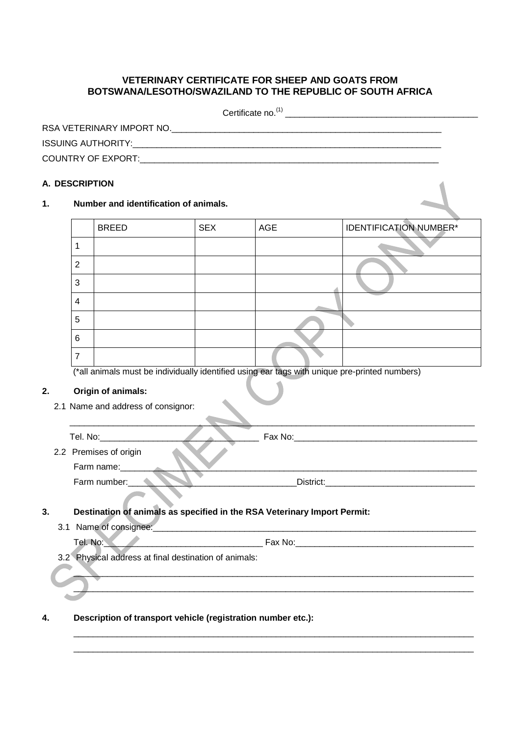## VETERINARY CERTIFICATE FOR SHEEP AND GOATS FROM BOTSWANA/LESOTHO/SWAZILAND TO THE REPUBLIC OF SOUTH AFRICA

Certificate no.[1] ________________________________________

RSA VETERINARY IMPORT NO.________________________________________

ISSUING AUTHORITY:________________________________________

COUNTRY OF EXPORT:________________________________________

### A. DESCRIPTION

**1. Number and identification of animals.**

| | BREED | SEX | AGE | IDENTIFICATION NUMBER* |
|---|---|---|---|---|
| 1 | | | | |
| 2 | | | | |
| 3 | | | | |
| 4 | | | | |
| 5 | | | | |
| 6 | | | | |
| 7 | | | | |

(*all animals must be individually identified using ear tags with unique pre-printed numbers)

**2. Origin of animals:**

2.1 Name and address of consignor:

________________________________________

Tel. No:____________________ Fax No:____________________

2.2 Premises of origin

Farm name:________________________________________

Farm number:____________________District:____________________

**3. Destination of animals as specified in the RSA Veterinary Import Permit:**

3.1 Name of consignee:________________________________________

Tel. No:____________________ Fax No:____________________

3.2 Physical address at final destination of animals:

________________________________________

________________________________________

**4. Description of transport vehicle (registration number etc.):**

________________________________________

________________________________________

SPECIMEN COPY ONLY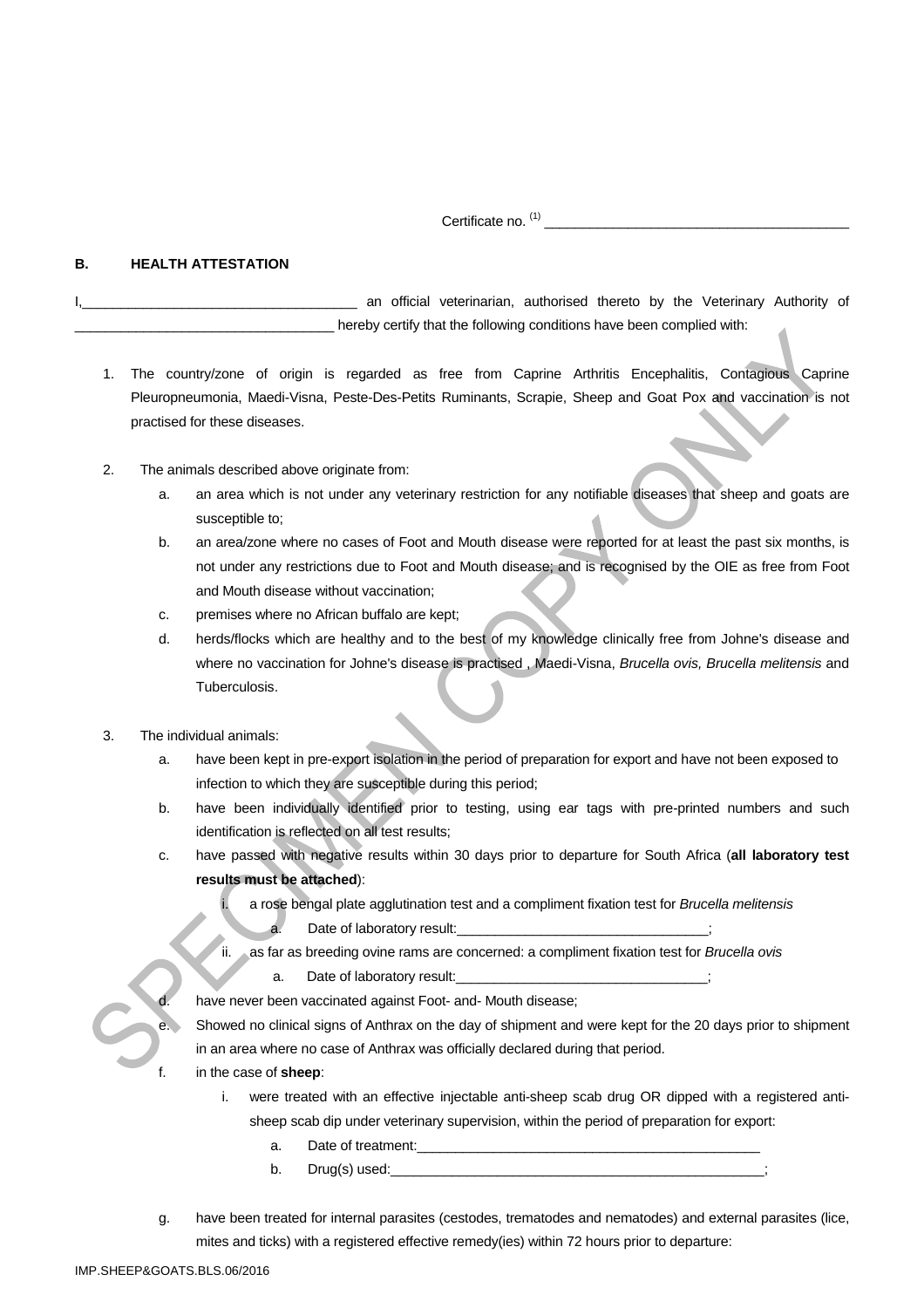Certificate no. [(1)] \_\_\_\_\_\_\_\_\_\_\_\_\_\_\_\_\_\_\_\_\_\_\_\_\_\_\_\_\_\_\_\_\_\_\_\_\_\_\_\_

## B. HEALTH ATTESTATION

I,\_\_\_\_\_\_\_\_\_\_\_\_\_\_\_\_\_\_\_\_\_\_\_\_\_\_\_\_\_\_\_\_\_\_\_\_ an official veterinarian, authorised thereto by the Veterinary Authority of \_\_\_\_\_\_\_\_\_\_\_\_\_\_\_\_\_\_\_\_\_\_\_\_\_\_\_\_\_\_\_\_\_\_\_ hereby certify that the following conditions have been complied with:

1. The country/zone of origin is regarded as free from Caprine Arthritis Encephalitis, Contagious Caprine Pleuropneumonia, Maedi-Visna, Peste-Des-Petits Ruminants, Scrapie, Sheep and Goat Pox and vaccination is not practised for these diseases.

2. The animals described above originate from:
   a. an area which is not under any veterinary restriction for any notifiable diseases that sheep and goats are susceptible to;
   b. an area/zone where no cases of Foot and Mouth disease were reported for at least the past six months, is not under any restrictions due to Foot and Mouth disease; and is recognised by the OIE as free from Foot and Mouth disease without vaccination;
   c. premises where no African buffalo are kept;
   d. herds/flocks which are healthy and to the best of my knowledge clinically free from Johne's disease and where no vaccination for Johne's disease is practised , Maedi-Visna, *Brucella ovis, Brucella melitensis* and Tuberculosis.

3. The individual animals:
   a. have been kept in pre-export isolation in the period of preparation for export and have not been exposed to infection to which they are susceptible during this period;
   b. have been individually identified prior to testing, using ear tags with pre-printed numbers and such identification is reflected on all test results;
   c. have passed with negative results within 30 days prior to departure for South Africa (**all laboratory test results must be attached**):
      i. a rose bengal plate agglutination test and a compliment fixation test for *Brucella melitensis*
         a. Date of laboratory result:\_\_\_\_\_\_\_\_\_\_\_\_\_\_\_\_\_\_\_\_\_\_\_\_\_\_\_\_\_\_\_\_\_\_;
      ii. as far as breeding ovine rams are concerned: a compliment fixation test for *Brucella ovis*
         a. Date of laboratory result:\_\_\_\_\_\_\_\_\_\_\_\_\_\_\_\_\_\_\_\_\_\_\_\_\_\_\_\_\_\_\_\_\_\_;
   d. have never been vaccinated against Foot- and- Mouth disease;
   e. Showed no clinical signs of Anthrax on the day of shipment and were kept for the 20 days prior to shipment in an area where no case of Anthrax was officially declared during that period.
   f. in the case of **sheep**:
      i. were treated with an effective injectable anti-sheep scab drug OR dipped with a registered anti-sheep scab dip under veterinary supervision, within the period of preparation for export:
         a. Date of treatment:\_\_\_\_\_\_\_\_\_\_\_\_\_\_\_\_\_\_\_\_\_\_\_\_\_\_\_\_\_\_\_\_\_\_\_\_\_\_\_\_\_\_\_\_\_\_
         b. Drug(s) used:\_\_\_\_\_\_\_\_\_\_\_\_\_\_\_\_\_\_\_\_\_\_\_\_\_\_\_\_\_\_\_\_\_\_\_\_\_\_\_\_\_\_\_\_\_\_\_\_\_\_\_\_;
   g. have been treated for internal parasites (cestodes, trematodes and nematodes) and external parasites (lice, mites and ticks) with a registered effective remedy(ies) within 72 hours prior to departure:

IMP.SHEEP&GOATS.BLS.06/2016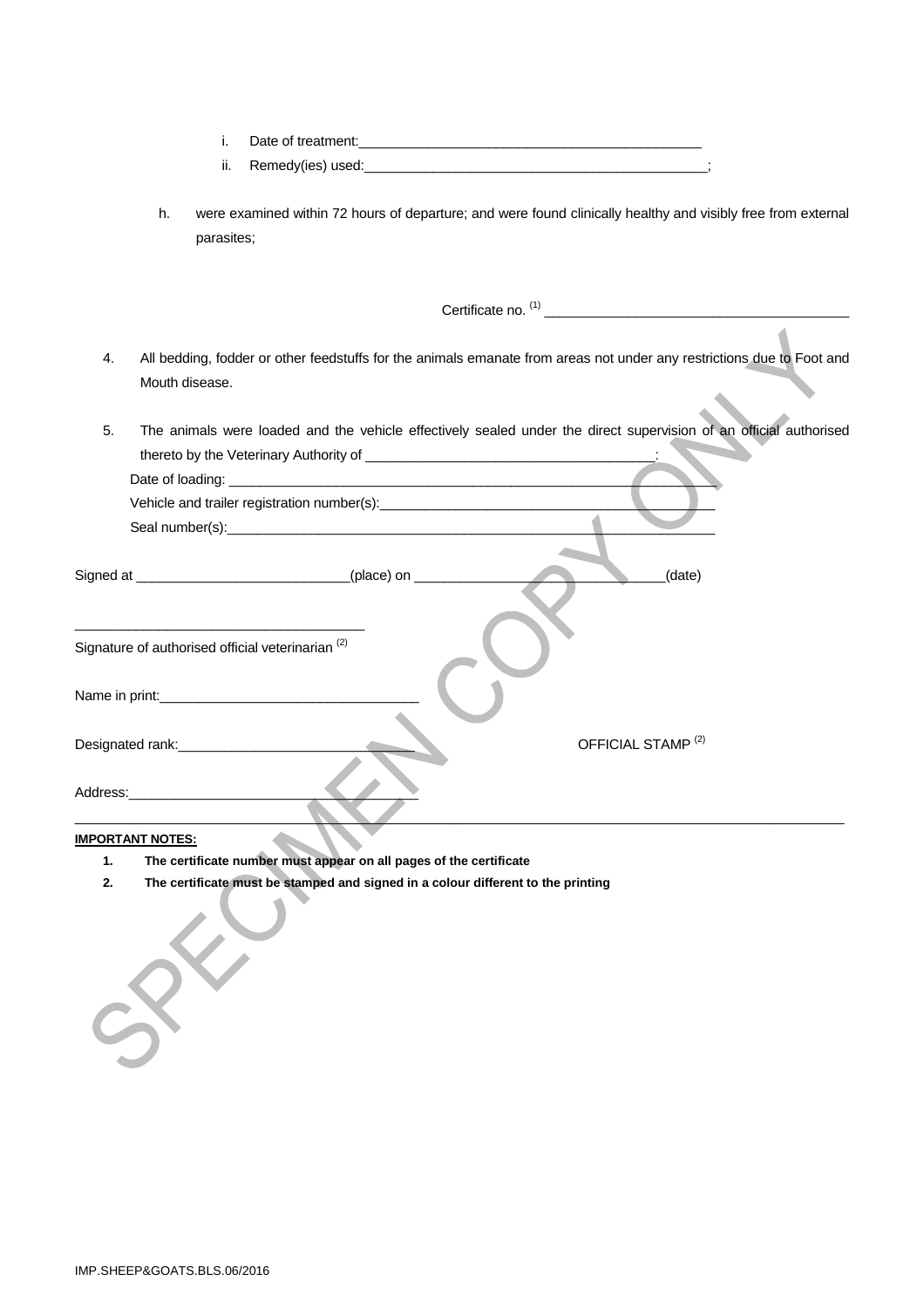i. Date of treatment:_______________________________________________

ii. Remedy(ies) used:_______________________________________________;

h. were examined within 72 hours of departure; and were found clinically healthy and visibly free from external parasites;

Certificate no. [1] ________________________________________

4. All bedding, fodder or other feedstuffs for the animals emanate from areas not under any restrictions due to Foot and Mouth disease.

5. The animals were loaded and the vehicle effectively sealed under the direct supervision of an official authorised thereto by the Veterinary Authority of ______________________________________:

Date of loading: ___________________________________________________________________

Vehicle and trailer registration number(s):___________________________________________

Seal number(s):____________________________________________________________________

Signed at ____________________________(place) on _________________________________(date)

_______________________________________

Signature of authorised official veterinarian [2]

Name in print:__________________________________

Designated rank:______________________________

OFFICIAL STAMP [2]

Address:_____________________________________

**IMPORTANT NOTES:**

1. **The certificate number must appear on all pages of the certificate**
2. **The certificate must be stamped and signed in a colour different to the printing**

IMP.SHEEP&GOATS.BLS.06/2016